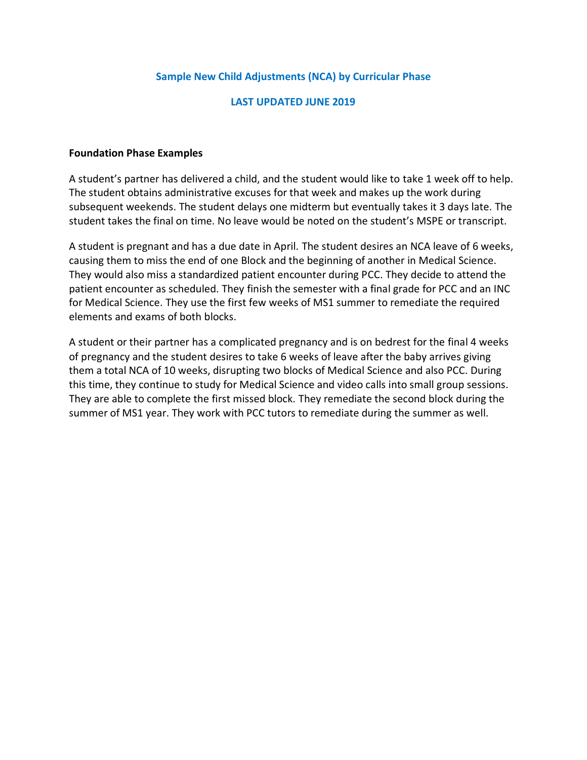## Sample New Child Adjustments (NCA) by Curricular Phase

### LAST UPDATED JUNE 2019

**Foundation Phase Examples**

A student's partner has delivered a child, and the student would like to take 1 week off to help. The student obtains administrative excuses for that week and makes up the work during subsequent weekends. The student delays one midterm but eventually takes it 3 days late. The student takes the final on time. No leave would be noted on the student's MSPE or transcript.

A student is pregnant and has a due date in April. The student desires an NCA leave of 6 weeks, causing them to miss the end of one Block and the beginning of another in Medical Science. They would also miss a standardized patient encounter during PCC. They decide to attend the patient encounter as scheduled. They finish the semester with a final grade for PCC and an INC for Medical Science. They use the first few weeks of MS1 summer to remediate the required elements and exams of both blocks.

A student or their partner has a complicated pregnancy and is on bedrest for the final 4 weeks of pregnancy and the student desires to take 6 weeks of leave after the baby arrives giving them a total NCA of 10 weeks, disrupting two blocks of Medical Science and also PCC. During this time, they continue to study for Medical Science and video calls into small group sessions. They are able to complete the first missed block. They remediate the second block during the summer of MS1 year. They work with PCC tutors to remediate during the summer as well.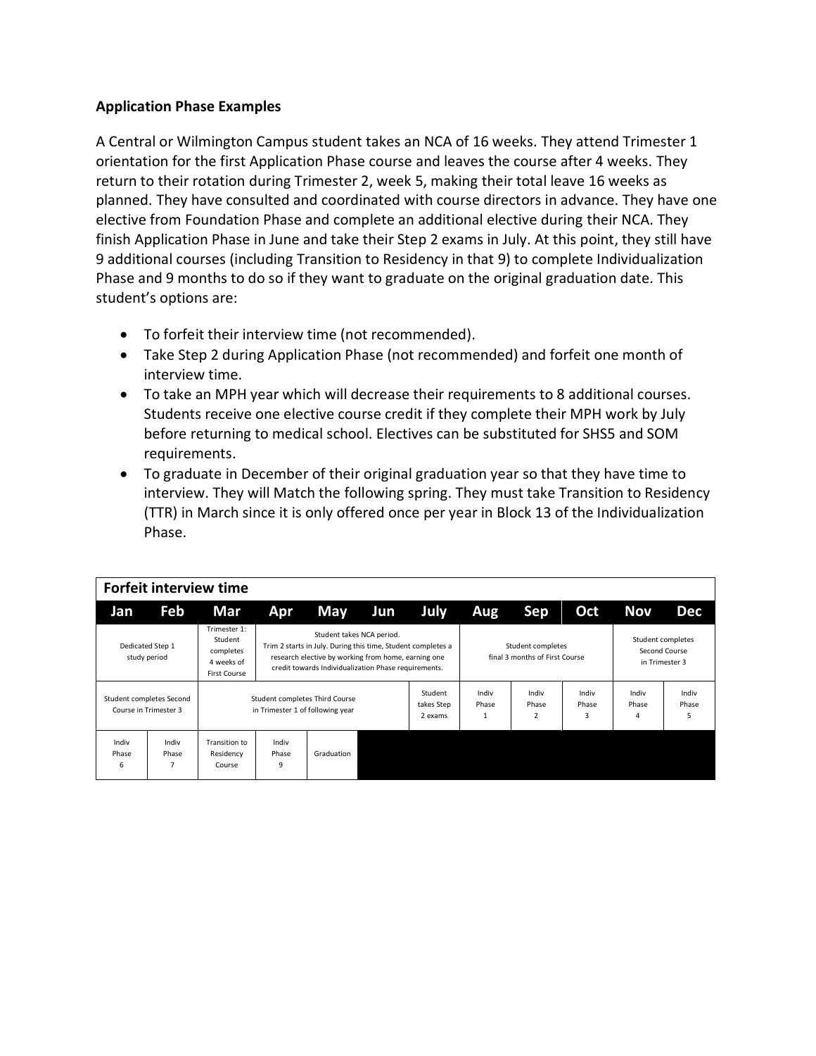**Application Phase Examples**

A Central or Wilmington Campus student takes an NCA of 16 weeks. They attend Trimester 1 orientation for the first Application Phase course and leaves the course after 4 weeks. They return to their rotation during Trimester 2, week 5, making their total leave 16 weeks as planned. They have consulted and coordinated with course directors in advance. They have one elective from Foundation Phase and complete an additional elective during their NCA. They finish Application Phase in June and take their Step 2 exams in July. At this point, they still have 9 additional courses (including Transition to Residency in that 9) to complete Individualization Phase and 9 months to do so if they want to graduate on the original graduation date. This student's options are:

- To forfeit their interview time (not recommended).
- Take Step 2 during Application Phase (not recommended) and forfeit one month of interview time.
- To take an MPH year which will decrease their requirements to 8 additional courses. Students receive one elective course credit if they complete their MPH work by July before returning to medical school. Electives can be substituted for SHS5 and SOM requirements.
- To graduate in December of their original graduation year so that they have time to interview. They will Match the following spring. They must take Transition to Residency (TTR) in March since it is only offered once per year in Block 13 of the Individualization Phase.

**Forfeit interview time**

| Jan | Feb | Mar | Apr | May | Jun | July | Aug | Sep | Oct | Nov | Dec |
|---|---|---|---|---|---|---|---|---|---|---|---|
| Dedicated Step 1 study period | | Trimester 1: Student completes 4 weeks of First Course | Student takes NCA period. Trim 2 starts in July. During this time, Student completes a research elective by working from home, earning one credit towards Individualization Phase requirements. | | | | Student completes final 3 months of First Course | | | Student completes Second Course in Trimester 3 | |
| Student completes Second Course in Trimester 3 | | Student completes Third Course in Trimester 1 of following year | | | | Student takes Step 2 exams | Indiv Phase 1 | Indiv Phase 2 | Indiv Phase 3 | Indiv Phase 4 | Indiv Phase 5 |
| Indiv Phase 6 | Indiv Phase 7 | Transition to Residency Course | Indiv Phase 9 | Graduation | | | | | | | |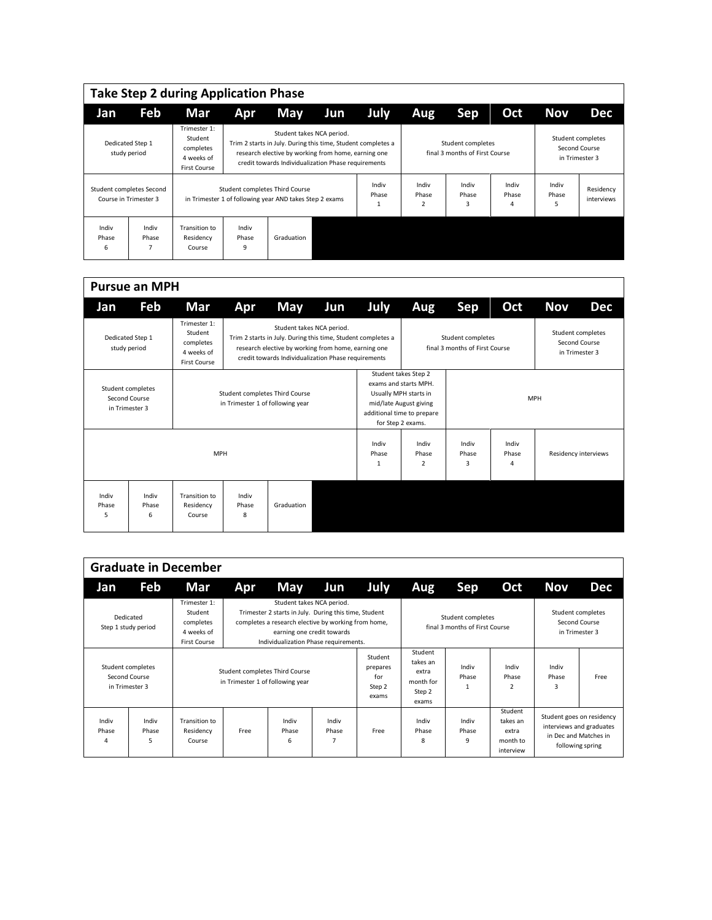## Take Step 2 during Application Phase

| Jan | Feb | Mar | Apr | May | Jun | July | Aug | Sep | Oct | Nov | Dec |
|---|---|---|---|---|---|---|---|---|---|---|---|
| Dedicated Step 1 study period | | Trimester 1: Student completes 4 weeks of First Course | Student takes NCA period. Trim 2 starts in July. During this time, Student completes a research elective by working from home, earning one credit towards Individualization Phase requirements | | | | Student completes final 3 months of First Course | | | Student completes Second Course in Trimester 3 | |
| Student completes Second Course in Trimester 3 | | Student completes Third Course in Trimester 1 of following year AND takes Step 2 exams | | | | Indiv Phase 1 | Indiv Phase 2 | Indiv Phase 3 | Indiv Phase 4 | Indiv Phase 5 | Residency interviews |
| Indiv Phase 6 | Indiv Phase 7 | Transition to Residency Course | Indiv Phase 9 | Graduation | | | | | | | |

## Pursue an MPH

| Jan | Feb | Mar | Apr | May | Jun | July | Aug | Sep | Oct | Nov | Dec |
|---|---|---|---|---|---|---|---|---|---|---|---|
| Dedicated Step 1 study period | | Trimester 1: Student completes 4 weeks of First Course | Student takes NCA period. Trim 2 starts in July. During this time, Student completes a research elective by working from home, earning one credit towards Individualization Phase requirements | | | | Student completes final 3 months of First Course | | | Student completes Second Course in Trimester 3 | |
| Student completes Second Course in Trimester 3 | | Student completes Third Course in Trimester 1 of following year | | | | Student takes Step 2 exams and starts MPH. Usually MPH starts in mid/late August giving additional time to prepare for Step 2 exams. | | MPH | | | |
| MPH | | | | | | Indiv Phase 1 | Indiv Phase 2 | Indiv Phase 3 | Indiv Phase 4 | Residency interviews | |
| Indiv Phase 5 | Indiv Phase 6 | Transition to Residency Course | Indiv Phase 8 | Graduation | | | | | | | |

## Graduate in December

| Jan | Feb | Mar | Apr | May | Jun | July | Aug | Sep | Oct | Nov | Dec |
|---|---|---|---|---|---|---|---|---|---|---|---|
| Dedicated Step 1 study period | | Trimester 1: Student completes 4 weeks of First Course | Student takes NCA period. Trimester 2 starts in July. During this time, Student completes a research elective by working from home, earning one credit towards Individualization Phase requirements. | | | | Student completes final 3 months of First Course | | | Student completes Second Course in Trimester 3 | |
| Student completes Second Course in Trimester 3 | | Student completes Third Course in Trimester 1 of following year | | | | Student prepares for Step 2 exams | Student takes an extra month for Step 2 exams | Indiv Phase 1 | Indiv Phase 2 | Indiv Phase 3 | Free |
| Indiv Phase 4 | Indiv Phase 5 | Transition to Residency Course | Free | Indiv Phase 6 | Indiv Phase 7 | Free | Indiv Phase 8 | Indiv Phase 9 | Student takes an extra month to interview | Student goes on residency interviews and graduates in Dec and Matches in following spring | |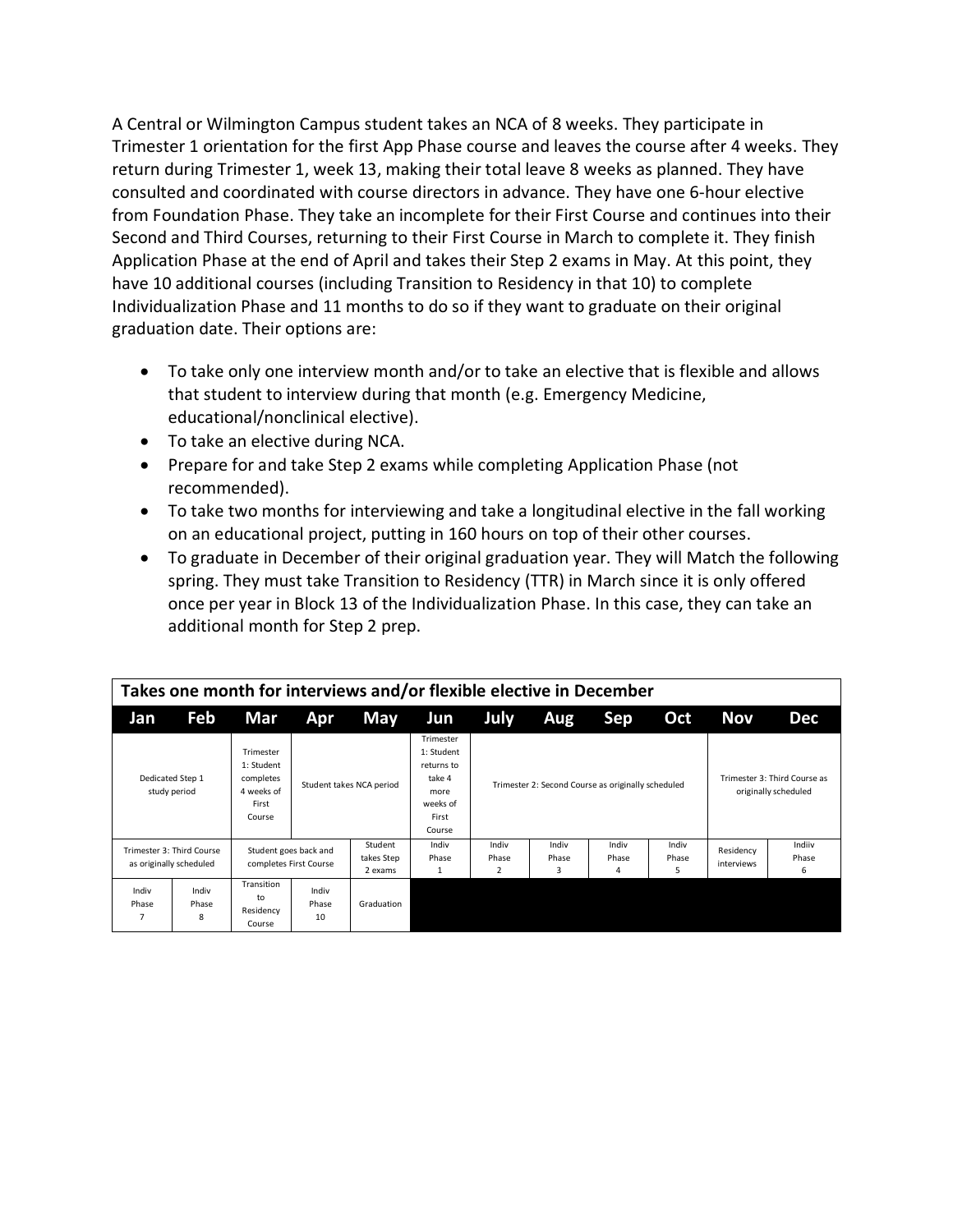A Central or Wilmington Campus student takes an NCA of 8 weeks. They participate in Trimester 1 orientation for the first App Phase course and leaves the course after 4 weeks. They return during Trimester 1, week 13, making their total leave 8 weeks as planned. They have consulted and coordinated with course directors in advance. They have one 6-hour elective from Foundation Phase. They take an incomplete for their First Course and continues into their Second and Third Courses, returning to their First Course in March to complete it. They finish Application Phase at the end of April and takes their Step 2 exams in May. At this point, they have 10 additional courses (including Transition to Residency in that 10) to complete Individualization Phase and 11 months to do so if they want to graduate on their original graduation date. Their options are:

- To take only one interview month and/or to take an elective that is flexible and allows that student to interview during that month (e.g. Emergency Medicine, educational/nonclinical elective).
- To take an elective during NCA.
- Prepare for and take Step 2 exams while completing Application Phase (not recommended).
- To take two months for interviewing and take a longitudinal elective in the fall working on an educational project, putting in 160 hours on top of their other courses.
- To graduate in December of their original graduation year. They will Match the following spring. They must take Transition to Residency (TTR) in March since it is only offered once per year in Block 13 of the Individualization Phase. In this case, they can take an additional month for Step 2 prep.

**Takes one month for interviews and/or flexible elective in December**

| Jan | Feb | Mar | Apr | May | Jun | July | Aug | Sep | Oct | Nov | Dec |
|---|---|---|---|---|---|---|---|---|---|---|---|
| Dedicated Step 1 study period | | Trimester 1: Student completes 4 weeks of First Course | Student takes NCA period | | Trimester 1: Student returns to take 4 more weeks of First Course | Trimester 2: Second Course as originally scheduled | | | | Trimester 3: Third Course as originally scheduled | |
| Trimester 3: Third Course as originally scheduled | | Student goes back and completes First Course | | Student takes Step 2 exams | Indiv Phase 1 | Indiv Phase 2 | Indiv Phase 3 | Indiv Phase 4 | Indiv Phase 5 | Residency interviews | Indiiv Phase 6 |
| Indiv Phase 7 | Indiv Phase 8 | Transition to Residency Course | Indiv Phase 10 | Graduation | | | | | | | |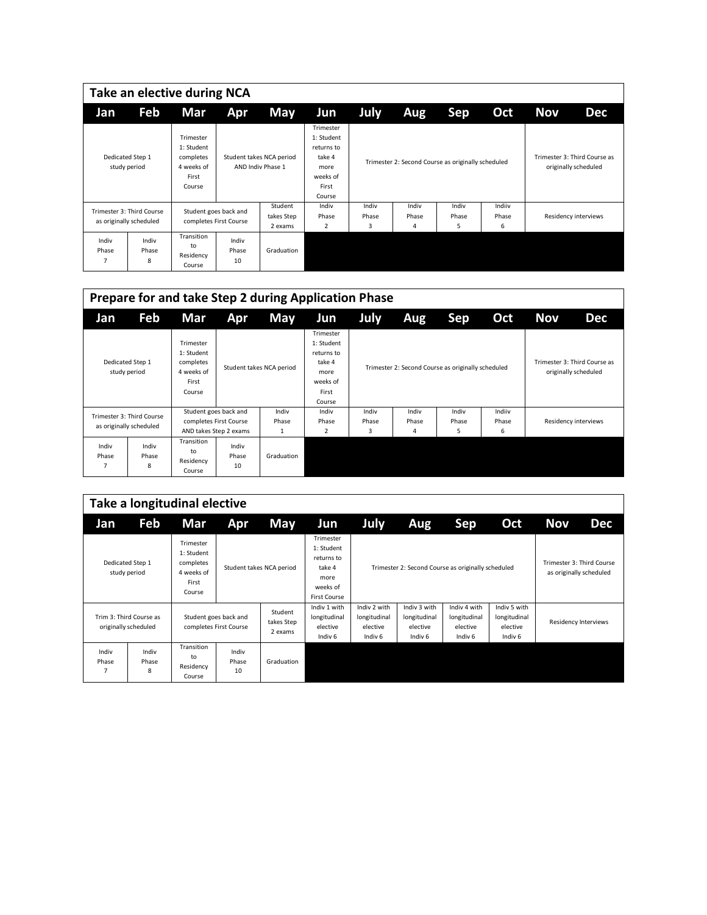## Take an elective during NCA

| Jan | Feb | Mar | Apr | May | Jun | July | Aug | Sep | Oct | Nov | Dec |
|---|---|---|---|---|---|---|---|---|---|---|---|
| Dedicated Step 1 study period | | Trimester 1: Student completes 4 weeks of First Course | Student takes NCA period AND Indiv Phase 1 | | Trimester 1: Student returns to take 4 more weeks of First Course | Trimester 2: Second Course as originally scheduled | | | | Trimester 3: Third Course as originally scheduled | |
| Trimester 3: Third Course as originally scheduled | | Student goes back and completes First Course | | Student takes Step 2 exams | Indiv Phase 2 | Indiv Phase 3 | Indiv Phase 4 | Indiv Phase 5 | Indiiv Phase 6 | Residency interviews | |
| Indiv Phase 7 | Indiv Phase 8 | Transition to Residency Course | Indiv Phase 10 | Graduation | | | | | | | |

## Prepare for and take Step 2 during Application Phase

| Jan | Feb | Mar | Apr | May | Jun | July | Aug | Sep | Oct | Nov | Dec |
|---|---|---|---|---|---|---|---|---|---|---|---|
| Dedicated Step 1 study period | | Trimester 1: Student completes 4 weeks of First Course | Student takes NCA period | | Trimester 1: Student returns to take 4 more weeks of First Course | Trimester 2: Second Course as originally scheduled | | | | Trimester 3: Third Course as originally scheduled | |
| Trimester 3: Third Course as originally scheduled | | Student goes back and completes First Course AND takes Step 2 exams | | Indiv Phase 1 | Indiv Phase 2 | Indiv Phase 3 | Indiv Phase 4 | Indiv Phase 5 | Indiiv Phase 6 | Residency interviews | |
| Indiv Phase 7 | Indiv Phase 8 | Transition to Residency Course | Indiv Phase 10 | Graduation | | | | | | | |

## Take a longitudinal elective

| Jan | Feb | Mar | Apr | May | Jun | July | Aug | Sep | Oct | Nov | Dec |
|---|---|---|---|---|---|---|---|---|---|---|---|
| Dedicated Step 1 study period | | Trimester 1: Student completes 4 weeks of First Course | Student takes NCA period | | Trimester 1: Student returns to take 4 more weeks of First Course | Trimester 2: Second Course as originally scheduled | | | | Trimester 3: Third Course as originally scheduled | |
| Trim 3: Third Course as originally scheduled | | Student goes back and completes First Course | | Student takes Step 2 exams | Indiv 1 with longitudinal elective Indiv 6 | Indiv 2 with longitudinal elective Indiv 6 | Indiv 3 with longitudinal elective Indiv 6 | Indiv 4 with longitudinal elective Indiv 6 | Indiv 5 with longitudinal elective Indiv 6 | Residency Interviews | |
| Indiv Phase 7 | Indiv Phase 8 | Transition to Residency Course | Indiv Phase 10 | Graduation | | | | | | | |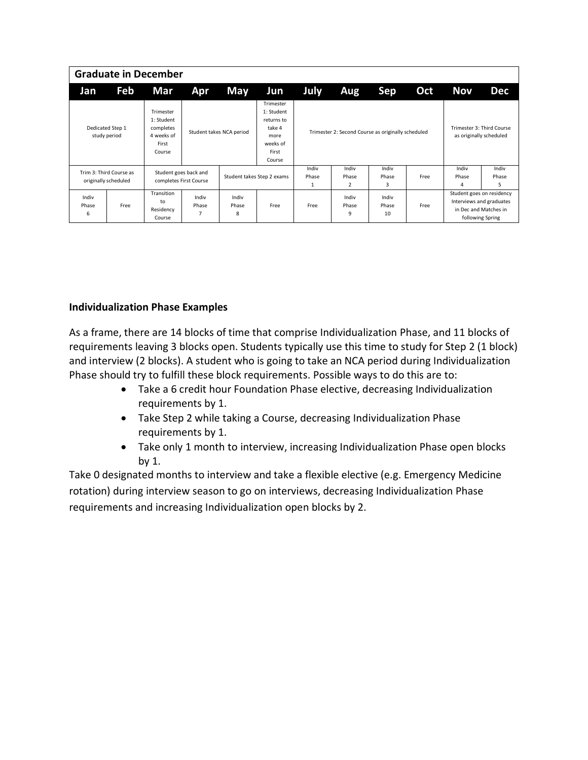| Graduate in December | | | | | | | | | | | |
|---|---|---|---|---|---|---|---|---|---|---|---|
| Jan | Feb | Mar | Apr | May | Jun | July | Aug | Sep | Oct | Nov | Dec |
| Dedicated Step 1 study period | | Trimester 1: Student completes 4 weeks of First Course | Student takes NCA period | | Trimester 1: Student returns to take 4 more weeks of First Course | Trimester 2: Second Course as originally scheduled | | | | Trimester 3: Third Course as originally scheduled | |
| Trim 3: Third Course as originally scheduled | | Student goes back and completes First Course | | Student takes Step 2 exams | | Indiv Phase 1 | Indiv Phase 2 | Indiv Phase 3 | Free | Indiv Phase 4 | Indiv Phase 5 |
| Indiv Phase 6 | Free | Transition to Residency Course | Indiv Phase 7 | Indiv Phase 8 | Free | Free | Indiv Phase 9 | Indiv Phase 10 | Free | Student goes on residency Interviews and graduates in Dec and Matches in following Spring | |

**Individualization Phase Examples**

As a frame, there are 14 blocks of time that comprise Individualization Phase, and 11 blocks of requirements leaving 3 blocks open. Students typically use this time to study for Step 2 (1 block) and interview (2 blocks). A student who is going to take an NCA period during Individualization Phase should try to fulfill these block requirements. Possible ways to do this are to:

- Take a 6 credit hour Foundation Phase elective, decreasing Individualization requirements by 1.
- Take Step 2 while taking a Course, decreasing Individualization Phase requirements by 1.
- Take only 1 month to interview, increasing Individualization Phase open blocks by 1.

Take 0 designated months to interview and take a flexible elective (e.g. Emergency Medicine rotation) during interview season to go on interviews, decreasing Individualization Phase requirements and increasing Individualization open blocks by 2.